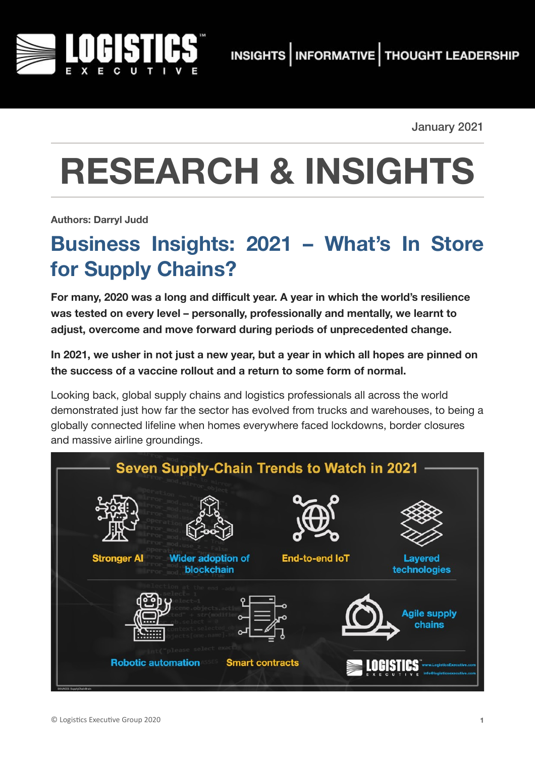January 2021

# RESEARCH & INSIGHTS

**Authors: Darryl Judd**

## Business Insights: 2021 – What's In Store for Supply Chains?

**For many, 2020 was a long and difficult year. A year in which the world's resilience was tested on every level – personally, professionally and mentally, we learnt to adjust, overcome and move forward during periods of unprecedented change.**

**In 2021, we usher in not just a new year, but a year in which all hopes are pinned on the success of a vaccine rollout and a return to some form of normal.**

Looking back, global supply chains and logistics professionals all across the world demonstrated just how far the sector has evolved from trucks and warehouses, to being a globally connected lifeline when homes everywhere faced lockdowns, border closures and massive airline groundings.

**Seven Supply-Chain Trends to Watch in 2021**

- Stronger AI
- Wider adoption of blockchain
- End-to-end IoT
- Layered technologies
- Robotic automation
- Smart contracts
- Agile supply chains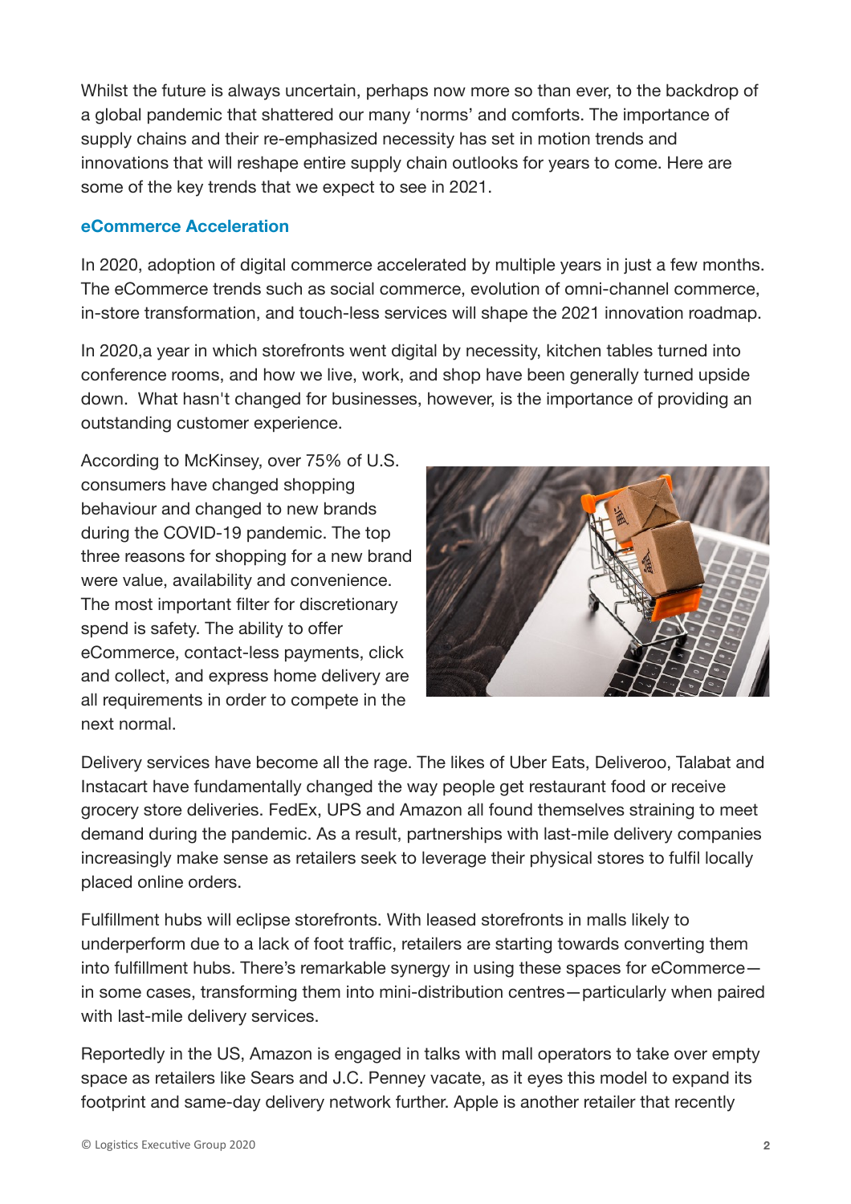Whilst the future is always uncertain, perhaps now more so than ever, to the backdrop of a global pandemic that shattered our many 'norms' and comforts. The importance of supply chains and their re-emphasized necessity has set in motion trends and innovations that will reshape entire supply chain outlooks for years to come. Here are some of the key trends that we expect to see in 2021.

## eCommerce Acceleration

In 2020, adoption of digital commerce accelerated by multiple years in just a few months. The eCommerce trends such as social commerce, evolution of omni-channel commerce, in-store transformation, and touch-less services will shape the 2021 innovation roadmap.

In 2020,a year in which storefronts went digital by necessity, kitchen tables turned into conference rooms, and how we live, work, and shop have been generally turned upside down. What hasn't changed for businesses, however, is the importance of providing an outstanding customer experience.

According to McKinsey, over 75% of U.S. consumers have changed shopping behaviour and changed to new brands during the COVID-19 pandemic. The top three reasons for shopping for a new brand were value, availability and convenience. The most important filter for discretionary spend is safety. The ability to offer eCommerce, contact-less payments, click and collect, and express home delivery are all requirements in order to compete in the next normal.

Delivery services have become all the rage. The likes of Uber Eats, Deliveroo, Talabat and Instacart have fundamentally changed the way people get restaurant food or receive grocery store deliveries. FedEx, UPS and Amazon all found themselves straining to meet demand during the pandemic. As a result, partnerships with last-mile delivery companies increasingly make sense as retailers seek to leverage their physical stores to fulfil locally placed online orders.

Fulfillment hubs will eclipse storefronts. With leased storefronts in malls likely to underperform due to a lack of foot traffic, retailers are starting towards converting them into fulfillment hubs. There's remarkable synergy in using these spaces for eCommerce—in some cases, transforming them into mini-distribution centres—particularly when paired with last-mile delivery services.

Reportedly in the US, Amazon is engaged in talks with mall operators to take over empty space as retailers like Sears and J.C. Penney vacate, as it eyes this model to expand its footprint and same-day delivery network further. Apple is another retailer that recently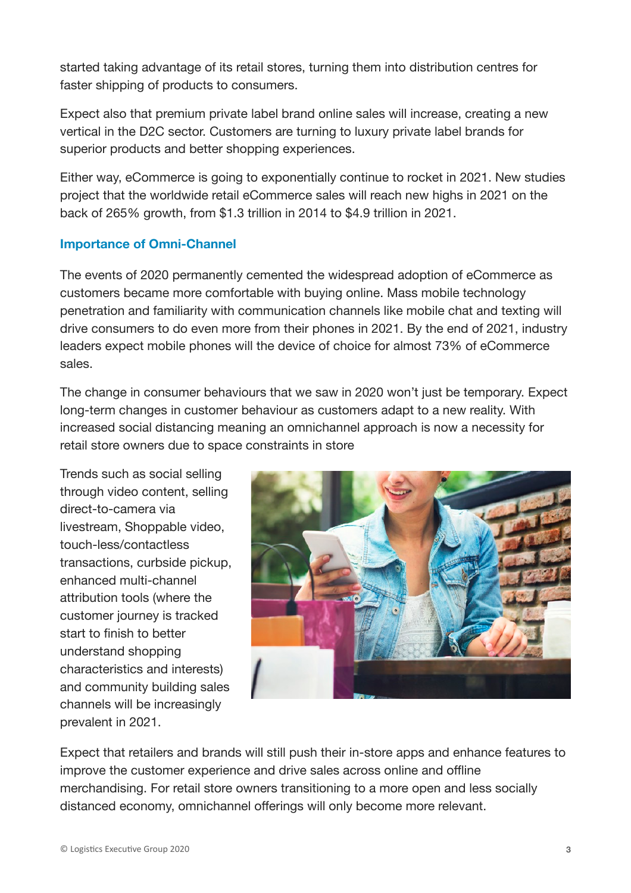started taking advantage of its retail stores, turning them into distribution centres for faster shipping of products to consumers.

Expect also that premium private label brand online sales will increase, creating a new vertical in the D2C sector. Customers are turning to luxury private label brands for superior products and better shopping experiences.

Either way, eCommerce is going to exponentially continue to rocket in 2021. New studies project that the worldwide retail eCommerce sales will reach new highs in 2021 on the back of 265% growth, from $1.3 trillion in 2014 to $4.9 trillion in 2021.

## Importance of Omni-Channel

The events of 2020 permanently cemented the widespread adoption of eCommerce as customers became more comfortable with buying online. Mass mobile technology penetration and familiarity with communication channels like mobile chat and texting will drive consumers to do even more from their phones in 2021. By the end of 2021, industry leaders expect mobile phones will the device of choice for almost 73% of eCommerce sales.

The change in consumer behaviours that we saw in 2020 won't just be temporary. Expect long-term changes in customer behaviour as customers adapt to a new reality. With increased social distancing meaning an omnichannel approach is now a necessity for retail store owners due to space constraints in store

Trends such as social selling through video content, selling direct-to-camera via livestream, Shoppable video, touch-less/contactless transactions, curbside pickup, enhanced multi-channel attribution tools (where the customer journey is tracked start to finish to better understand shopping characteristics and interests) and community building sales channels will be increasingly prevalent in 2021.

Expect that retailers and brands will still push their in-store apps and enhance features to improve the customer experience and drive sales across online and offline merchandising. For retail store owners transitioning to a more open and less socially distanced economy, omnichannel offerings will only become more relevant.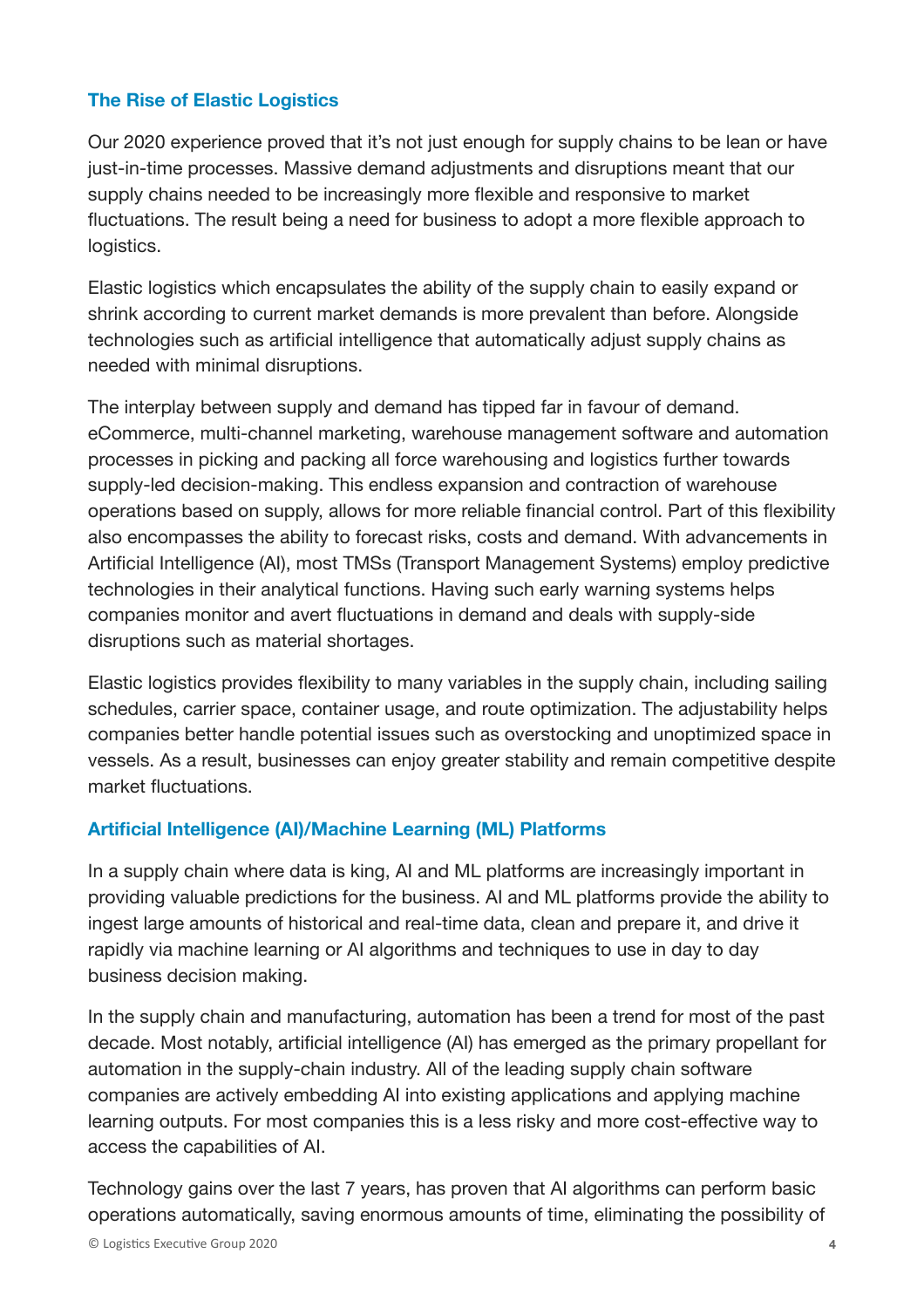## The Rise of Elastic Logistics

Our 2020 experience proved that it's not just enough for supply chains to be lean or have just-in-time processes. Massive demand adjustments and disruptions meant that our supply chains needed to be increasingly more flexible and responsive to market fluctuations. The result being a need for business to adopt a more flexible approach to logistics.

Elastic logistics which encapsulates the ability of the supply chain to easily expand or shrink according to current market demands is more prevalent than before. Alongside technologies such as artificial intelligence that automatically adjust supply chains as needed with minimal disruptions.

The interplay between supply and demand has tipped far in favour of demand. eCommerce, multi-channel marketing, warehouse management software and automation processes in picking and packing all force warehousing and logistics further towards supply-led decision-making. This endless expansion and contraction of warehouse operations based on supply, allows for more reliable financial control. Part of this flexibility also encompasses the ability to forecast risks, costs and demand. With advancements in Artificial Intelligence (AI), most TMSs (Transport Management Systems) employ predictive technologies in their analytical functions. Having such early warning systems helps companies monitor and avert fluctuations in demand and deals with supply-side disruptions such as material shortages.

Elastic logistics provides flexibility to many variables in the supply chain, including sailing schedules, carrier space, container usage, and route optimization. The adjustability helps companies better handle potential issues such as overstocking and unoptimized space in vessels. As a result, businesses can enjoy greater stability and remain competitive despite market fluctuations.

## Artificial Intelligence (AI)/Machine Learning (ML) Platforms

In a supply chain where data is king, AI and ML platforms are increasingly important in providing valuable predictions for the business. AI and ML platforms provide the ability to ingest large amounts of historical and real-time data, clean and prepare it, and drive it rapidly via machine learning or AI algorithms and techniques to use in day to day business decision making.

In the supply chain and manufacturing, automation has been a trend for most of the past decade. Most notably, artificial intelligence (AI) has emerged as the primary propellant for automation in the supply-chain industry. All of the leading supply chain software companies are actively embedding AI into existing applications and applying machine learning outputs. For most companies this is a less risky and more cost-effective way to access the capabilities of AI.

Technology gains over the last 7 years, has proven that AI algorithms can perform basic operations automatically, saving enormous amounts of time, eliminating the possibility of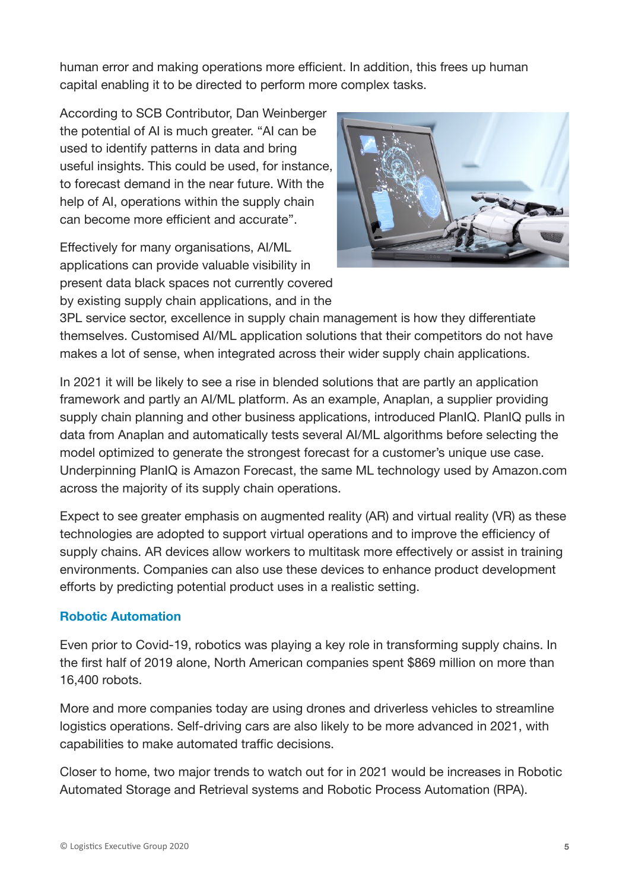human error and making operations more efficient. In addition, this frees up human capital enabling it to be directed to perform more complex tasks.

According to SCB Contributor, Dan Weinberger the potential of AI is much greater. “AI can be used to identify patterns in data and bring useful insights. This could be used, for instance, to forecast demand in the near future. With the help of AI, operations within the supply chain can become more efficient and accurate”.

Effectively for many organisations, AI/ML applications can provide valuable visibility in present data black spaces not currently covered by existing supply chain applications, and in the 3PL service sector, excellence in supply chain management is how they differentiate themselves. Customised AI/ML application solutions that their competitors do not have makes a lot of sense, when integrated across their wider supply chain applications.

In 2021 it will be likely to see a rise in blended solutions that are partly an application framework and partly an AI/ML platform. As an example, Anaplan, a supplier providing supply chain planning and other business applications, introduced PlanIQ. PlanIQ pulls in data from Anaplan and automatically tests several AI/ML algorithms before selecting the model optimized to generate the strongest forecast for a customer’s unique use case. Underpinning PlanIQ is Amazon Forecast, the same ML technology used by Amazon.com across the majority of its supply chain operations.

Expect to see greater emphasis on augmented reality (AR) and virtual reality (VR) as these technologies are adopted to support virtual operations and to improve the efficiency of supply chains. AR devices allow workers to multitask more effectively or assist in training environments. Companies can also use these devices to enhance product development efforts by predicting potential product uses in a realistic setting.

### Robotic Automation

Even prior to Covid-19, robotics was playing a key role in transforming supply chains. In the first half of 2019 alone, North American companies spent $869 million on more than 16,400 robots.

More and more companies today are using drones and driverless vehicles to streamline logistics operations. Self-driving cars are also likely to be more advanced in 2021, with capabilities to make automated traffic decisions.

Closer to home, two major trends to watch out for in 2021 would be increases in Robotic Automated Storage and Retrieval systems and Robotic Process Automation (RPA).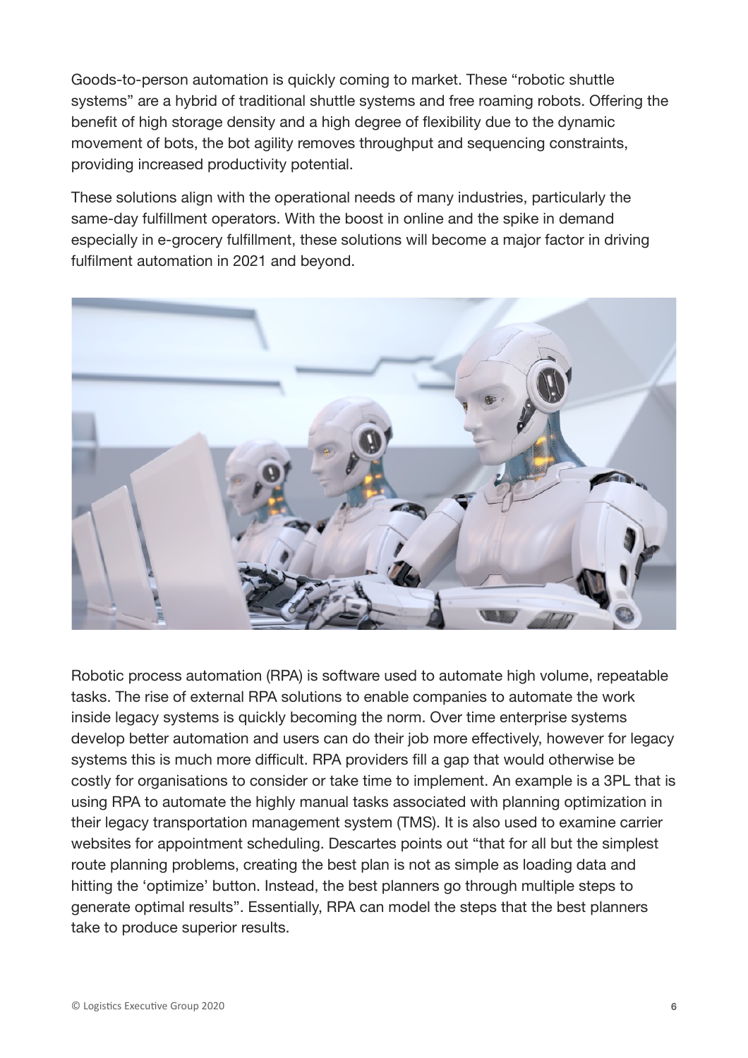Goods-to-person automation is quickly coming to market. These "robotic shuttle systems" are a hybrid of traditional shuttle systems and free roaming robots. Offering the benefit of high storage density and a high degree of flexibility due to the dynamic movement of bots, the bot agility removes throughput and sequencing constraints, providing increased productivity potential.

These solutions align with the operational needs of many industries, particularly the same-day fulfillment operators. With the boost in online and the spike in demand especially in e-grocery fulfillment, these solutions will become a major factor in driving fulfilment automation in 2021 and beyond.

Robotic process automation (RPA) is software used to automate high volume, repeatable tasks. The rise of external RPA solutions to enable companies to automate the work inside legacy systems is quickly becoming the norm. Over time enterprise systems develop better automation and users can do their job more effectively, however for legacy systems this is much more difficult. RPA providers fill a gap that would otherwise be costly for organisations to consider or take time to implement. An example is a 3PL that is using RPA to automate the highly manual tasks associated with planning optimization in their legacy transportation management system (TMS). It is also used to examine carrier websites for appointment scheduling. Descartes points out "that for all but the simplest route planning problems, creating the best plan is not as simple as loading data and hitting the 'optimize' button. Instead, the best planners go through multiple steps to generate optimal results". Essentially, RPA can model the steps that the best planners take to produce superior results.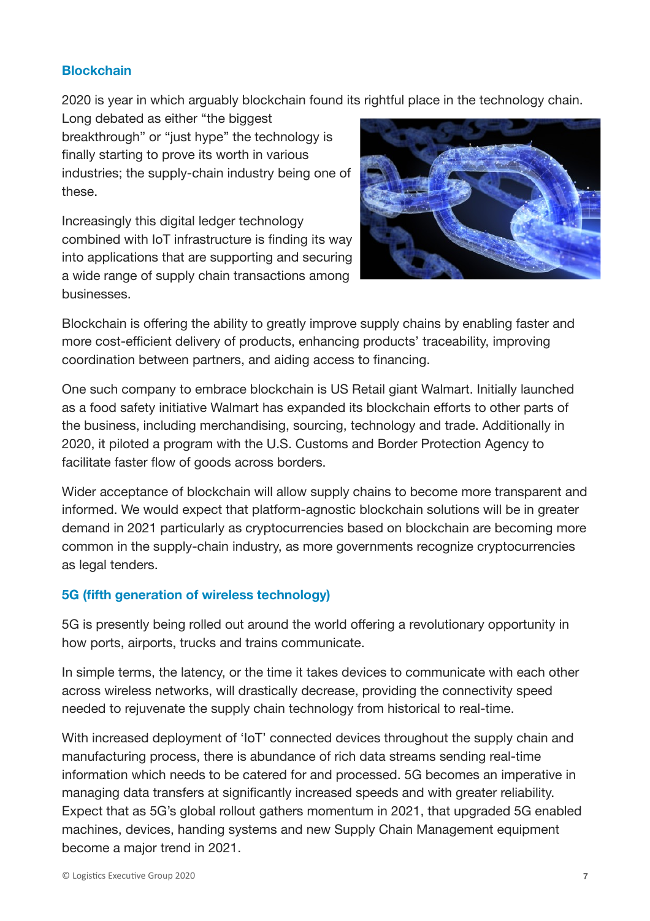## Blockchain

2020 is year in which arguably blockchain found its rightful place in the technology chain. Long debated as either "the biggest breakthrough" or "just hype" the technology is finally starting to prove its worth in various industries; the supply-chain industry being one of these.

Increasingly this digital ledger technology combined with IoT infrastructure is finding its way into applications that are supporting and securing a wide range of supply chain transactions among businesses.

Blockchain is offering the ability to greatly improve supply chains by enabling faster and more cost-efficient delivery of products, enhancing products' traceability, improving coordination between partners, and aiding access to financing.

One such company to embrace blockchain is US Retail giant Walmart. Initially launched as a food safety initiative Walmart has expanded its blockchain efforts to other parts of the business, including merchandising, sourcing, technology and trade. Additionally in 2020, it piloted a program with the U.S. Customs and Border Protection Agency to facilitate faster flow of goods across borders.

Wider acceptance of blockchain will allow supply chains to become more transparent and informed. We would expect that platform-agnostic blockchain solutions will be in greater demand in 2021 particularly as cryptocurrencies based on blockchain are becoming more common in the supply-chain industry, as more governments recognize cryptocurrencies as legal tenders.

## 5G (fifth generation of wireless technology)

5G is presently being rolled out around the world offering a revolutionary opportunity in how ports, airports, trucks and trains communicate.

In simple terms, the latency, or the time it takes devices to communicate with each other across wireless networks, will drastically decrease, providing the connectivity speed needed to rejuvenate the supply chain technology from historical to real-time.

With increased deployment of 'IoT' connected devices throughout the supply chain and manufacturing process, there is abundance of rich data streams sending real-time information which needs to be catered for and processed. 5G becomes an imperative in managing data transfers at significantly increased speeds and with greater reliability. Expect that as 5G's global rollout gathers momentum in 2021, that upgraded 5G enabled machines, devices, handing systems and new Supply Chain Management equipment become a major trend in 2021.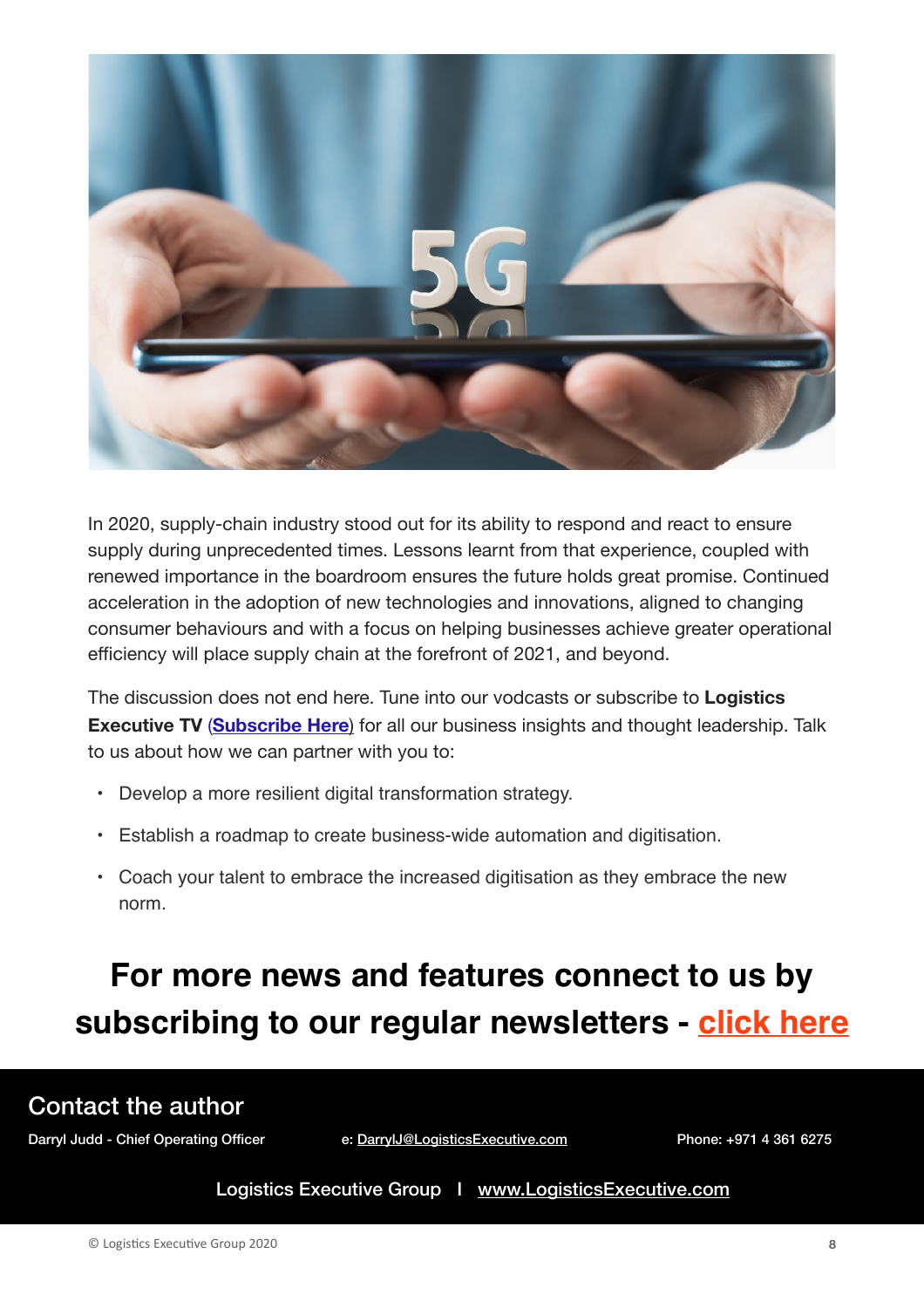In 2020, supply-chain industry stood out for its ability to respond and react to ensure supply during unprecedented times. Lessons learnt from that experience, coupled with renewed importance in the boardroom ensures the future holds great promise. Continued acceleration in the adoption of new technologies and innovations, aligned to changing consumer behaviours and with a focus on helping businesses achieve greater operational efficiency will place supply chain at the forefront of 2021, and beyond.

The discussion does not end here. Tune into our vodcasts or subscribe to **Logistics Executive TV** (**Subscribe Here**) for all our business insights and thought leadership. Talk to us about how we can partner with you to:

- Develop a more resilient digital transformation strategy.
- Establish a roadmap to create business-wide automation and digitisation.
- Coach your talent to embrace the increased digitisation as they embrace the new norm.

## For more news and features connect to us by subscribing to our regular newsletters - click here

## Contact the author

Darryl Judd - Chief Operating Officer

e: DarrylJ@LogisticsExecutive.com

Phone: +971 4 361 6275

Logistics Executive Group I www.LogisticsExecutive.com

© Logistics Executive Group 2020